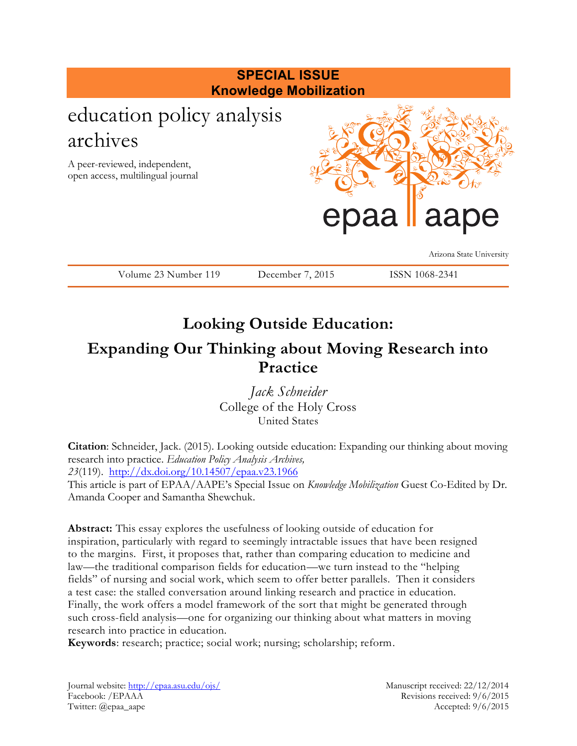**SPECIAL ISSUE**
**Knowledge Mobilization**

education policy analysis archives

A peer-reviewed, independent, open access, multilingual journal

epaa aape

Arizona State University

Volume 23 Number 119 December 7, 2015 ISSN 1068-2341

# Looking Outside Education: Expanding Our Thinking about Moving Research into Practice

*Jack Schneider*
College of the Holy Cross
United States

**Citation**: Schneider, Jack. (2015). Looking outside education: Expanding our thinking about moving research into practice. *Education Policy Analysis Archives, 23*(119). http://dx.doi.org/10.14507/epaa.v23.1966
This article is part of EPAA/AAPE's Special Issue on *Knowledge Mobilization* Guest Co-Edited by Dr. Amanda Cooper and Samantha Shewchuk.

**Abstract:** This essay explores the usefulness of looking outside of education for inspiration, particularly with regard to seemingly intractable issues that have been resigned to the margins. First, it proposes that, rather than comparing education to medicine and law—the traditional comparison fields for education—we turn instead to the "helping fields" of nursing and social work, which seem to offer better parallels. Then it considers a test case: the stalled conversation around linking research and practice in education. Finally, the work offers a model framework of the sort that might be generated through such cross-field analysis—one for organizing our thinking about what matters in moving research into practice in education.
**Keywords**: research; practice; social work; nursing; scholarship; reform.

Journal website: http://epaa.asu.edu/ojs/
Facebook: /EPAAA
Twitter: @epaa_aape

Manuscript received: 22/12/2014
Revisions received: 9/6/2015
Accepted: 9/6/2015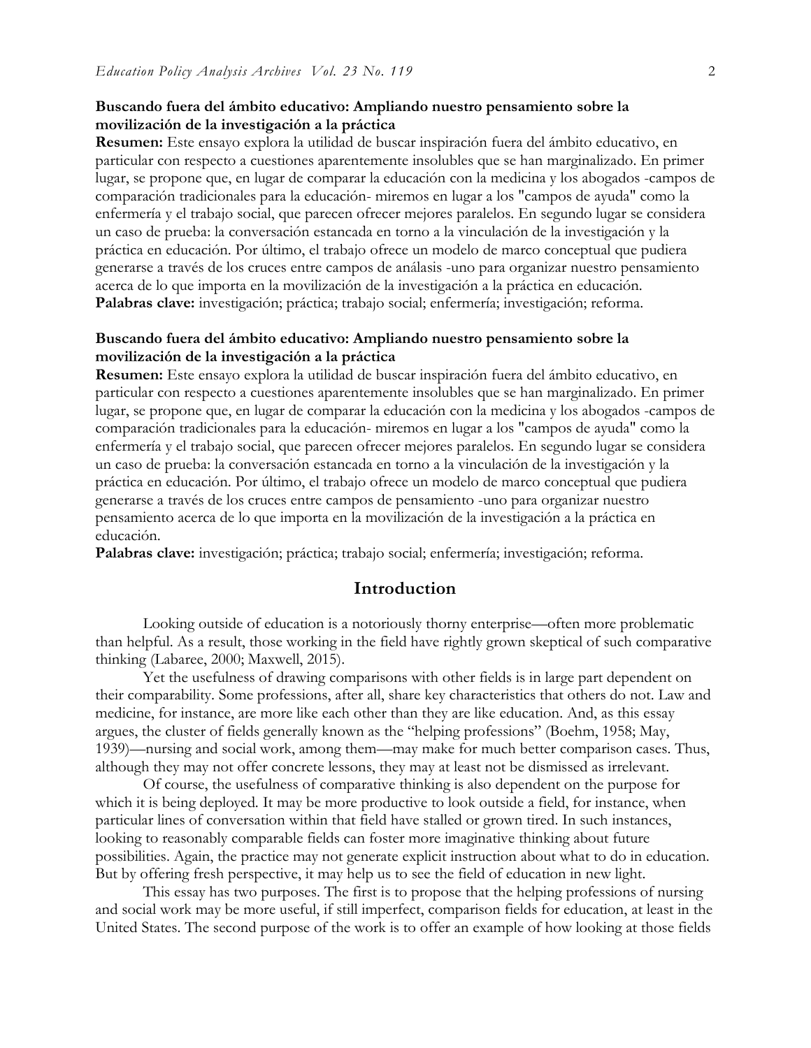**Buscando fuera del ámbito educativo: Ampliando nuestro pensamiento sobre la movilización de la investigación a la práctica**

**Resumen:** Este ensayo explora la utilidad de buscar inspiración fuera del ámbito educativo, en particular con respecto a cuestiones aparentemente insolubles que se han marginalizado. En primer lugar, se propone que, en lugar de comparar la educación con la medicina y los abogados -campos de comparación tradicionales para la educación- miremos en lugar a los "campos de ayuda" como la enfermería y el trabajo social, que parecen ofrecer mejores paralelos. En segundo lugar se considera un caso de prueba: la conversación estancada en torno a la vinculación de la investigación y la práctica en educación. Por último, el trabajo ofrece un modelo de marco conceptual que pudiera generarse a través de los cruces entre campos de análisis -uno para organizar nuestro pensamiento acerca de lo que importa en la movilización de la investigación a la práctica en educación.

**Palabras clave:** investigación; práctica; trabajo social; enfermería; investigación; reforma.

**Buscando fuera del ámbito educativo: Ampliando nuestro pensamiento sobre la movilización de la investigación a la práctica**

**Resumen:** Este ensayo explora la utilidad de buscar inspiración fuera del ámbito educativo, en particular con respecto a cuestiones aparentemente insolubles que se han marginalizado. En primer lugar, se propone que, en lugar de comparar la educación con la medicina y los abogados -campos de comparación tradicionales para la educación- miremos en lugar a los "campos de ayuda" como la enfermería y el trabajo social, que parecen ofrecer mejores paralelos. En segundo lugar se considera un caso de prueba: la conversación estancada en torno a la vinculación de la investigación y la práctica en educación. Por último, el trabajo ofrece un modelo de marco conceptual que pudiera generarse a través de los cruces entre campos de pensamiento -uno para organizar nuestro pensamiento acerca de lo que importa en la movilización de la investigación a la práctica en educación.

**Palabras clave:** investigación; práctica; trabajo social; enfermería; investigación; reforma.

## Introduction

Looking outside of education is a notoriously thorny enterprise—often more problematic than helpful. As a result, those working in the field have rightly grown skeptical of such comparative thinking (Labaree, 2000; Maxwell, 2015).

Yet the usefulness of drawing comparisons with other fields is in large part dependent on their comparability. Some professions, after all, share key characteristics that others do not. Law and medicine, for instance, are more like each other than they are like education. And, as this essay argues, the cluster of fields generally known as the "helping professions" (Boehm, 1958; May, 1939)—nursing and social work, among them—may make for much better comparison cases. Thus, although they may not offer concrete lessons, they may at least not be dismissed as irrelevant.

Of course, the usefulness of comparative thinking is also dependent on the purpose for which it is being deployed. It may be more productive to look outside a field, for instance, when particular lines of conversation within that field have stalled or grown tired. In such instances, looking to reasonably comparable fields can foster more imaginative thinking about future possibilities. Again, the practice may not generate explicit instruction about what to do in education. But by offering fresh perspective, it may help us to see the field of education in new light.

This essay has two purposes. The first is to propose that the helping professions of nursing and social work may be more useful, if still imperfect, comparison fields for education, at least in the United States. The second purpose of the work is to offer an example of how looking at those fields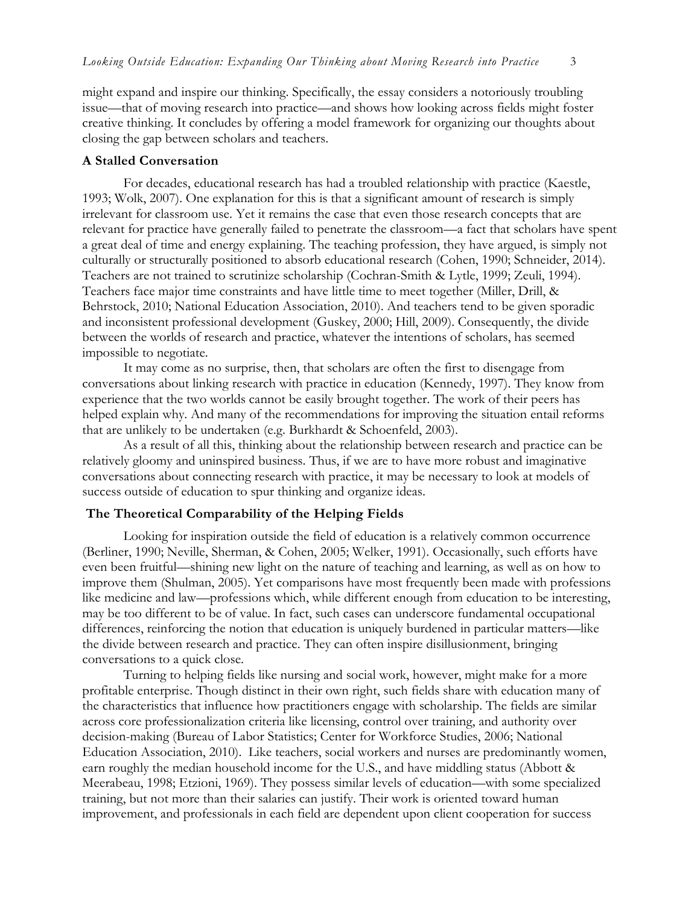might expand and inspire our thinking. Specifically, the essay considers a notoriously troubling issue—that of moving research into practice—and shows how looking across fields might foster creative thinking. It concludes by offering a model framework for organizing our thoughts about closing the gap between scholars and teachers.

## A Stalled Conversation

For decades, educational research has had a troubled relationship with practice (Kaestle, 1993; Wolk, 2007). One explanation for this is that a significant amount of research is simply irrelevant for classroom use. Yet it remains the case that even those research concepts that are relevant for practice have generally failed to penetrate the classroom—a fact that scholars have spent a great deal of time and energy explaining. The teaching profession, they have argued, is simply not culturally or structurally positioned to absorb educational research (Cohen, 1990; Schneider, 2014). Teachers are not trained to scrutinize scholarship (Cochran-Smith & Lytle, 1999; Zeuli, 1994). Teachers face major time constraints and have little time to meet together (Miller, Drill, & Behrstock, 2010; National Education Association, 2010). And teachers tend to be given sporadic and inconsistent professional development (Guskey, 2000; Hill, 2009). Consequently, the divide between the worlds of research and practice, whatever the intentions of scholars, has seemed impossible to negotiate.

It may come as no surprise, then, that scholars are often the first to disengage from conversations about linking research with practice in education (Kennedy, 1997). They know from experience that the two worlds cannot be easily brought together. The work of their peers has helped explain why. And many of the recommendations for improving the situation entail reforms that are unlikely to be undertaken (e.g. Burkhardt & Schoenfeld, 2003).

As a result of all this, thinking about the relationship between research and practice can be relatively gloomy and uninspired business. Thus, if we are to have more robust and imaginative conversations about connecting research with practice, it may be necessary to look at models of success outside of education to spur thinking and organize ideas.

## The Theoretical Comparability of the Helping Fields

Looking for inspiration outside the field of education is a relatively common occurrence (Berliner, 1990; Neville, Sherman, & Cohen, 2005; Welker, 1991). Occasionally, such efforts have even been fruitful—shining new light on the nature of teaching and learning, as well as on how to improve them (Shulman, 2005). Yet comparisons have most frequently been made with professions like medicine and law—professions which, while different enough from education to be interesting, may be too different to be of value. In fact, such cases can underscore fundamental occupational differences, reinforcing the notion that education is uniquely burdened in particular matters—like the divide between research and practice. They can often inspire disillusionment, bringing conversations to a quick close.

Turning to helping fields like nursing and social work, however, might make for a more profitable enterprise. Though distinct in their own right, such fields share with education many of the characteristics that influence how practitioners engage with scholarship. The fields are similar across core professionalization criteria like licensing, control over training, and authority over decision-making (Bureau of Labor Statistics; Center for Workforce Studies, 2006; National Education Association, 2010). Like teachers, social workers and nurses are predominantly women, earn roughly the median household income for the U.S., and have middling status (Abbott & Meerabeau, 1998; Etzioni, 1969). They possess similar levels of education—with some specialized training, but not more than their salaries can justify. Their work is oriented toward human improvement, and professionals in each field are dependent upon client cooperation for success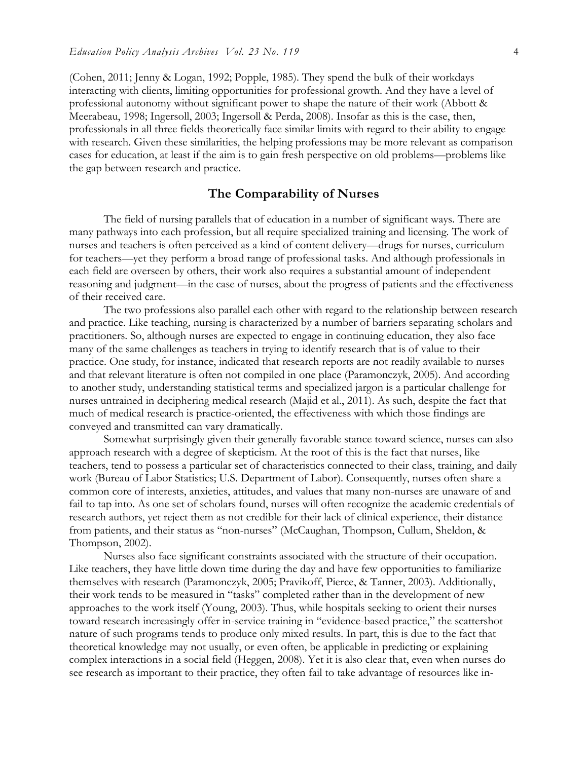(Cohen, 2011; Jenny & Logan, 1992; Popple, 1985). They spend the bulk of their workdays interacting with clients, limiting opportunities for professional growth. And they have a level of professional autonomy without significant power to shape the nature of their work (Abbott & Meerabeau, 1998; Ingersoll, 2003; Ingersoll & Perda, 2008). Insofar as this is the case, then, professionals in all three fields theoretically face similar limits with regard to their ability to engage with research. Given these similarities, the helping professions may be more relevant as comparison cases for education, at least if the aim is to gain fresh perspective on old problems—problems like the gap between research and practice.

## The Comparability of Nurses

The field of nursing parallels that of education in a number of significant ways. There are many pathways into each profession, but all require specialized training and licensing. The work of nurses and teachers is often perceived as a kind of content delivery—drugs for nurses, curriculum for teachers—yet they perform a broad range of professional tasks. And although professionals in each field are overseen by others, their work also requires a substantial amount of independent reasoning and judgment—in the case of nurses, about the progress of patients and the effectiveness of their received care.

The two professions also parallel each other with regard to the relationship between research and practice. Like teaching, nursing is characterized by a number of barriers separating scholars and practitioners. So, although nurses are expected to engage in continuing education, they also face many of the same challenges as teachers in trying to identify research that is of value to their practice. One study, for instance, indicated that research reports are not readily available to nurses and that relevant literature is often not compiled in one place (Paramonczyk, 2005). And according to another study, understanding statistical terms and specialized jargon is a particular challenge for nurses untrained in deciphering medical research (Majid et al., 2011). As such, despite the fact that much of medical research is practice-oriented, the effectiveness with which those findings are conveyed and transmitted can vary dramatically.

Somewhat surprisingly given their generally favorable stance toward science, nurses can also approach research with a degree of skepticism. At the root of this is the fact that nurses, like teachers, tend to possess a particular set of characteristics connected to their class, training, and daily work (Bureau of Labor Statistics; U.S. Department of Labor). Consequently, nurses often share a common core of interests, anxieties, attitudes, and values that many non-nurses are unaware of and fail to tap into. As one set of scholars found, nurses will often recognize the academic credentials of research authors, yet reject them as not credible for their lack of clinical experience, their distance from patients, and their status as "non-nurses" (McCaughan, Thompson, Cullum, Sheldon, & Thompson, 2002).

Nurses also face significant constraints associated with the structure of their occupation. Like teachers, they have little down time during the day and have few opportunities to familiarize themselves with research (Paramonczyk, 2005; Pravikoff, Pierce, & Tanner, 2003). Additionally, their work tends to be measured in "tasks" completed rather than in the development of new approaches to the work itself (Young, 2003). Thus, while hospitals seeking to orient their nurses toward research increasingly offer in-service training in "evidence-based practice," the scattershot nature of such programs tends to produce only mixed results. In part, this is due to the fact that theoretical knowledge may not usually, or even often, be applicable in predicting or explaining complex interactions in a social field (Heggen, 2008). Yet it is also clear that, even when nurses do see research as important to their practice, they often fail to take advantage of resources like in-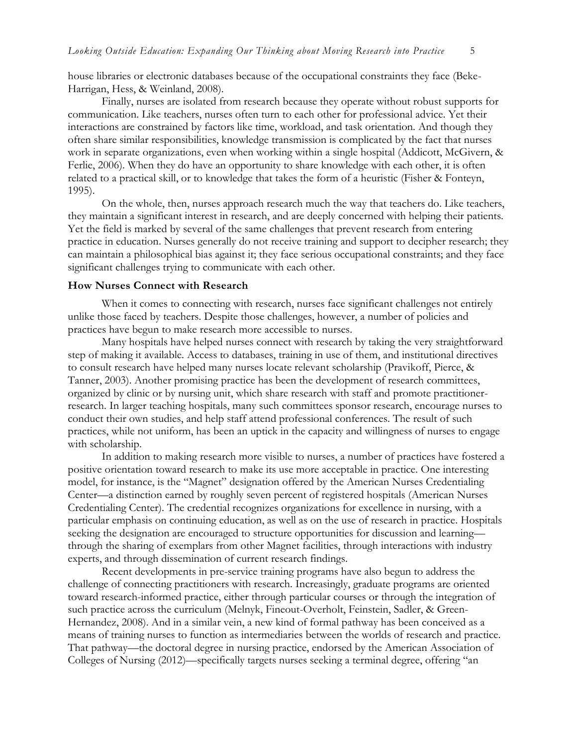house libraries or electronic databases because of the occupational constraints they face (Beke-Harrigan, Hess, & Weinland, 2008).

Finally, nurses are isolated from research because they operate without robust supports for communication. Like teachers, nurses often turn to each other for professional advice. Yet their interactions are constrained by factors like time, workload, and task orientation. And though they often share similar responsibilities, knowledge transmission is complicated by the fact that nurses work in separate organizations, even when working within a single hospital (Addicott, McGivern, & Ferlie, 2006). When they do have an opportunity to share knowledge with each other, it is often related to a practical skill, or to knowledge that takes the form of a heuristic (Fisher & Fonteyn, 1995).

On the whole, then, nurses approach research much the way that teachers do. Like teachers, they maintain a significant interest in research, and are deeply concerned with helping their patients. Yet the field is marked by several of the same challenges that prevent research from entering practice in education. Nurses generally do not receive training and support to decipher research; they can maintain a philosophical bias against it; they face serious occupational constraints; and they face significant challenges trying to communicate with each other.

### How Nurses Connect with Research

When it comes to connecting with research, nurses face significant challenges not entirely unlike those faced by teachers. Despite those challenges, however, a number of policies and practices have begun to make research more accessible to nurses.

Many hospitals have helped nurses connect with research by taking the very straightforward step of making it available. Access to databases, training in use of them, and institutional directives to consult research have helped many nurses locate relevant scholarship (Pravikoff, Pierce, & Tanner, 2003). Another promising practice has been the development of research committees, organized by clinic or by nursing unit, which share research with staff and promote practitioner-research. In larger teaching hospitals, many such committees sponsor research, encourage nurses to conduct their own studies, and help staff attend professional conferences. The result of such practices, while not uniform, has been an uptick in the capacity and willingness of nurses to engage with scholarship.

In addition to making research more visible to nurses, a number of practices have fostered a positive orientation toward research to make its use more acceptable in practice. One interesting model, for instance, is the "Magnet" designation offered by the American Nurses Credentialing Center—a distinction earned by roughly seven percent of registered hospitals (American Nurses Credentialing Center). The credential recognizes organizations for excellence in nursing, with a particular emphasis on continuing education, as well as on the use of research in practice. Hospitals seeking the designation are encouraged to structure opportunities for discussion and learning—through the sharing of exemplars from other Magnet facilities, through interactions with industry experts, and through dissemination of current research findings.

Recent developments in pre-service training programs have also begun to address the challenge of connecting practitioners with research. Increasingly, graduate programs are oriented toward research-informed practice, either through particular courses or through the integration of such practice across the curriculum (Melnyk, Fineout-Overholt, Feinstein, Sadler, & Green-Hernandez, 2008). And in a similar vein, a new kind of formal pathway has been conceived as a means of training nurses to function as intermediaries between the worlds of research and practice. That pathway—the doctoral degree in nursing practice, endorsed by the American Association of Colleges of Nursing (2012)—specifically targets nurses seeking a terminal degree, offering "an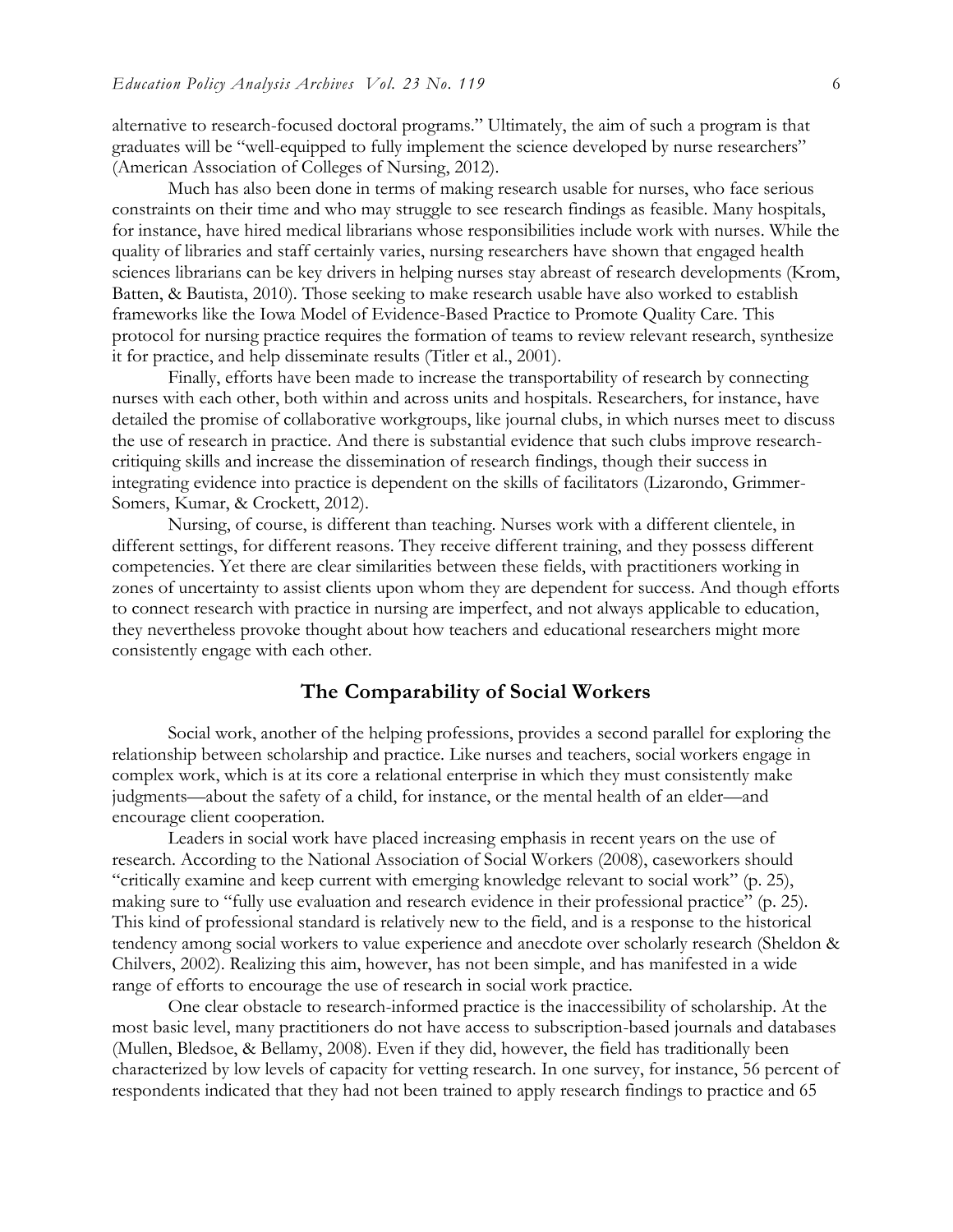alternative to research-focused doctoral programs." Ultimately, the aim of such a program is that graduates will be "well-equipped to fully implement the science developed by nurse researchers" (American Association of Colleges of Nursing, 2012).

Much has also been done in terms of making research usable for nurses, who face serious constraints on their time and who may struggle to see research findings as feasible. Many hospitals, for instance, have hired medical librarians whose responsibilities include work with nurses. While the quality of libraries and staff certainly varies, nursing researchers have shown that engaged health sciences librarians can be key drivers in helping nurses stay abreast of research developments (Krom, Batten, & Bautista, 2010). Those seeking to make research usable have also worked to establish frameworks like the Iowa Model of Evidence-Based Practice to Promote Quality Care. This protocol for nursing practice requires the formation of teams to review relevant research, synthesize it for practice, and help disseminate results (Titler et al., 2001).

Finally, efforts have been made to increase the transportability of research by connecting nurses with each other, both within and across units and hospitals. Researchers, for instance, have detailed the promise of collaborative workgroups, like journal clubs, in which nurses meet to discuss the use of research in practice. And there is substantial evidence that such clubs improve research-critiquing skills and increase the dissemination of research findings, though their success in integrating evidence into practice is dependent on the skills of facilitators (Lizarondo, Grimmer-Somers, Kumar, & Crockett, 2012).

Nursing, of course, is different than teaching. Nurses work with a different clientele, in different settings, for different reasons. They receive different training, and they possess different competencies. Yet there are clear similarities between these fields, with practitioners working in zones of uncertainty to assist clients upon whom they are dependent for success. And though efforts to connect research with practice in nursing are imperfect, and not always applicable to education, they nevertheless provoke thought about how teachers and educational researchers might more consistently engage with each other.

## The Comparability of Social Workers

Social work, another of the helping professions, provides a second parallel for exploring the relationship between scholarship and practice. Like nurses and teachers, social workers engage in complex work, which is at its core a relational enterprise in which they must consistently make judgments—about the safety of a child, for instance, or the mental health of an elder—and encourage client cooperation.

Leaders in social work have placed increasing emphasis in recent years on the use of research. According to the National Association of Social Workers (2008), caseworkers should "critically examine and keep current with emerging knowledge relevant to social work" (p. 25), making sure to "fully use evaluation and research evidence in their professional practice" (p. 25). This kind of professional standard is relatively new to the field, and is a response to the historical tendency among social workers to value experience and anecdote over scholarly research (Sheldon & Chilvers, 2002). Realizing this aim, however, has not been simple, and has manifested in a wide range of efforts to encourage the use of research in social work practice.

One clear obstacle to research-informed practice is the inaccessibility of scholarship. At the most basic level, many practitioners do not have access to subscription-based journals and databases (Mullen, Bledsoe, & Bellamy, 2008). Even if they did, however, the field has traditionally been characterized by low levels of capacity for vetting research. In one survey, for instance, 56 percent of respondents indicated that they had not been trained to apply research findings to practice and 65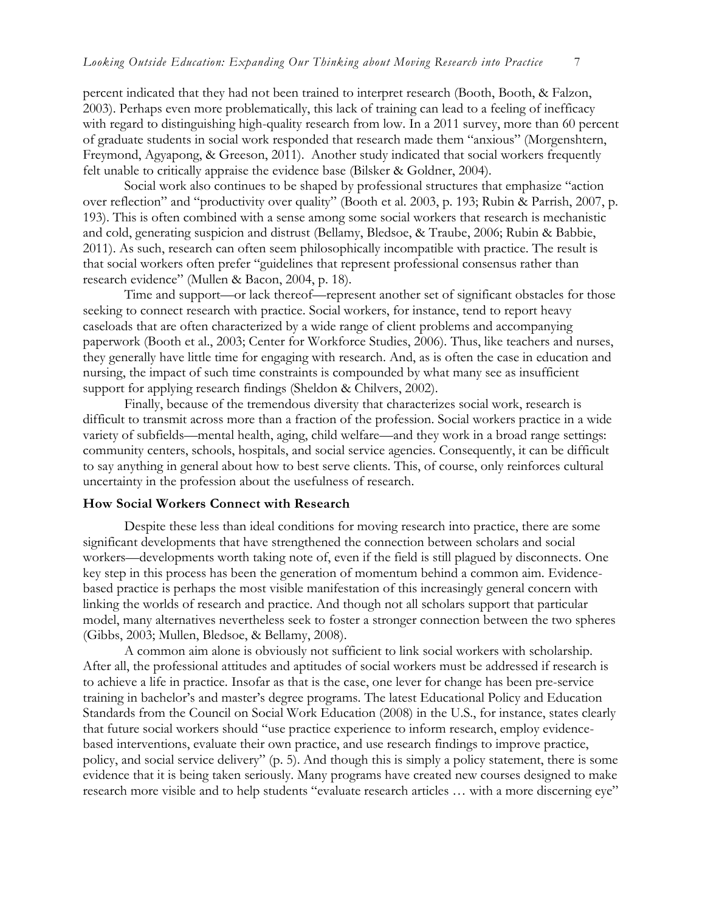percent indicated that they had not been trained to interpret research (Booth, Booth, & Falzon, 2003). Perhaps even more problematically, this lack of training can lead to a feeling of inefficacy with regard to distinguishing high-quality research from low. In a 2011 survey, more than 60 percent of graduate students in social work responded that research made them "anxious" (Morgenshtern, Freymond, Agyapong, & Greeson, 2011). Another study indicated that social workers frequently felt unable to critically appraise the evidence base (Bilsker & Goldner, 2004).

Social work also continues to be shaped by professional structures that emphasize "action over reflection" and "productivity over quality" (Booth et al. 2003, p. 193; Rubin & Parrish, 2007, p. 193). This is often combined with a sense among some social workers that research is mechanistic and cold, generating suspicion and distrust (Bellamy, Bledsoe, & Traube, 2006; Rubin & Babbie, 2011). As such, research can often seem philosophically incompatible with practice. The result is that social workers often prefer "guidelines that represent professional consensus rather than research evidence" (Mullen & Bacon, 2004, p. 18).

Time and support—or lack thereof—represent another set of significant obstacles for those seeking to connect research with practice. Social workers, for instance, tend to report heavy caseloads that are often characterized by a wide range of client problems and accompanying paperwork (Booth et al., 2003; Center for Workforce Studies, 2006). Thus, like teachers and nurses, they generally have little time for engaging with research. And, as is often the case in education and nursing, the impact of such time constraints is compounded by what many see as insufficient support for applying research findings (Sheldon & Chilvers, 2002).

Finally, because of the tremendous diversity that characterizes social work, research is difficult to transmit across more than a fraction of the profession. Social workers practice in a wide variety of subfields—mental health, aging, child welfare—and they work in a broad range settings: community centers, schools, hospitals, and social service agencies. Consequently, it can be difficult to say anything in general about how to best serve clients. This, of course, only reinforces cultural uncertainty in the profession about the usefulness of research.

### How Social Workers Connect with Research

Despite these less than ideal conditions for moving research into practice, there are some significant developments that have strengthened the connection between scholars and social workers—developments worth taking note of, even if the field is still plagued by disconnects. One key step in this process has been the generation of momentum behind a common aim. Evidence-based practice is perhaps the most visible manifestation of this increasingly general concern with linking the worlds of research and practice. And though not all scholars support that particular model, many alternatives nevertheless seek to foster a stronger connection between the two spheres (Gibbs, 2003; Mullen, Bledsoe, & Bellamy, 2008).

A common aim alone is obviously not sufficient to link social workers with scholarship. After all, the professional attitudes and aptitudes of social workers must be addressed if research is to achieve a life in practice. Insofar as that is the case, one lever for change has been pre-service training in bachelor's and master's degree programs. The latest Educational Policy and Education Standards from the Council on Social Work Education (2008) in the U.S., for instance, states clearly that future social workers should "use practice experience to inform research, employ evidence-based interventions, evaluate their own practice, and use research findings to improve practice, policy, and social service delivery" (p. 5). And though this is simply a policy statement, there is some evidence that it is being taken seriously. Many programs have created new courses designed to make research more visible and to help students "evaluate research articles … with a more discerning eye"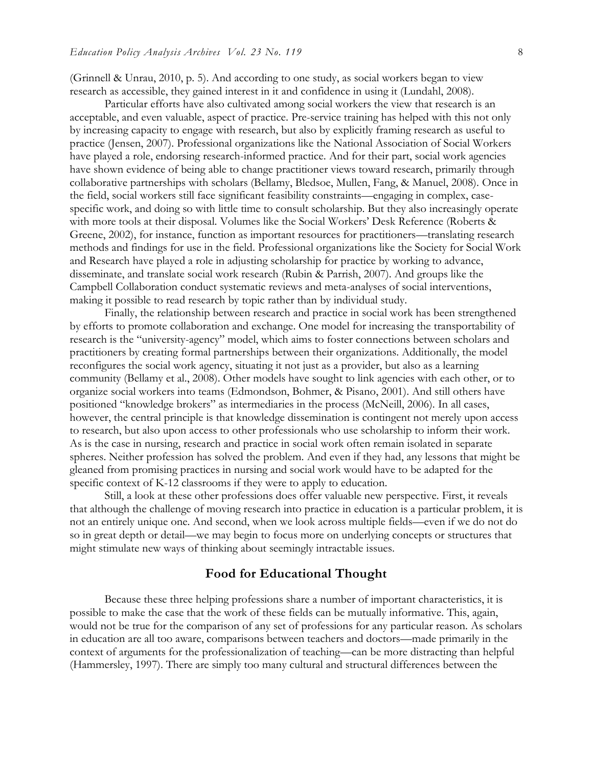(Grinnell & Unrau, 2010, p. 5). And according to one study, as social workers began to view research as accessible, they gained interest in it and confidence in using it (Lundahl, 2008).

Particular efforts have also cultivated among social workers the view that research is an acceptable, and even valuable, aspect of practice. Pre-service training has helped with this not only by increasing capacity to engage with research, but also by explicitly framing research as useful to practice (Jensen, 2007). Professional organizations like the National Association of Social Workers have played a role, endorsing research-informed practice. And for their part, social work agencies have shown evidence of being able to change practitioner views toward research, primarily through collaborative partnerships with scholars (Bellamy, Bledsoe, Mullen, Fang, & Manuel, 2008). Once in the field, social workers still face significant feasibility constraints—engaging in complex, case-specific work, and doing so with little time to consult scholarship. But they also increasingly operate with more tools at their disposal. Volumes like the Social Workers' Desk Reference (Roberts & Greene, 2002), for instance, function as important resources for practitioners—translating research methods and findings for use in the field. Professional organizations like the Society for Social Work and Research have played a role in adjusting scholarship for practice by working to advance, disseminate, and translate social work research (Rubin & Parrish, 2007). And groups like the Campbell Collaboration conduct systematic reviews and meta-analyses of social interventions, making it possible to read research by topic rather than by individual study.

Finally, the relationship between research and practice in social work has been strengthened by efforts to promote collaboration and exchange. One model for increasing the transportability of research is the "university-agency" model, which aims to foster connections between scholars and practitioners by creating formal partnerships between their organizations. Additionally, the model reconfigures the social work agency, situating it not just as a provider, but also as a learning community (Bellamy et al., 2008). Other models have sought to link agencies with each other, or to organize social workers into teams (Edmondson, Bohmer, & Pisano, 2001). And still others have positioned "knowledge brokers" as intermediaries in the process (McNeill, 2006). In all cases, however, the central principle is that knowledge dissemination is contingent not merely upon access to research, but also upon access to other professionals who use scholarship to inform their work. As is the case in nursing, research and practice in social work often remain isolated in separate spheres. Neither profession has solved the problem. And even if they had, any lessons that might be gleaned from promising practices in nursing and social work would have to be adapted for the specific context of K-12 classrooms if they were to apply to education.

Still, a look at these other professions does offer valuable new perspective. First, it reveals that although the challenge of moving research into practice in education is a particular problem, it is not an entirely unique one. And second, when we look across multiple fields—even if we do not do so in great depth or detail—we may begin to focus more on underlying concepts or structures that might stimulate new ways of thinking about seemingly intractable issues.

## Food for Educational Thought

Because these three helping professions share a number of important characteristics, it is possible to make the case that the work of these fields can be mutually informative. This, again, would not be true for the comparison of any set of professions for any particular reason. As scholars in education are all too aware, comparisons between teachers and doctors—made primarily in the context of arguments for the professionalization of teaching—can be more distracting than helpful (Hammersley, 1997). There are simply too many cultural and structural differences between the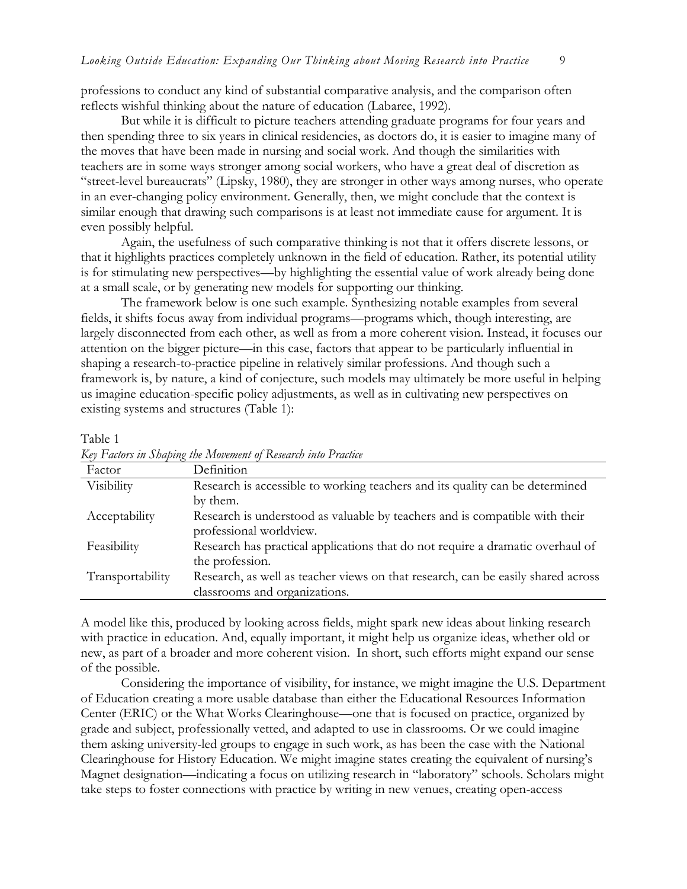professions to conduct any kind of substantial comparative analysis, and the comparison often reflects wishful thinking about the nature of education (Labaree, 1992).

But while it is difficult to picture teachers attending graduate programs for four years and then spending three to six years in clinical residencies, as doctors do, it is easier to imagine many of the moves that have been made in nursing and social work. And though the similarities with teachers are in some ways stronger among social workers, who have a great deal of discretion as "street-level bureaucrats" (Lipsky, 1980), they are stronger in other ways among nurses, who operate in an ever-changing policy environment. Generally, then, we might conclude that the context is similar enough that drawing such comparisons is at least not immediate cause for argument. It is even possibly helpful.

Again, the usefulness of such comparative thinking is not that it offers discrete lessons, or that it highlights practices completely unknown in the field of education. Rather, its potential utility is for stimulating new perspectives—by highlighting the essential value of work already being done at a small scale, or by generating new models for supporting our thinking.

The framework below is one such example. Synthesizing notable examples from several fields, it shifts focus away from individual programs—programs which, though interesting, are largely disconnected from each other, as well as from a more coherent vision. Instead, it focuses our attention on the bigger picture—in this case, factors that appear to be particularly influential in shaping a research-to-practice pipeline in relatively similar professions. And though such a framework is, by nature, a kind of conjecture, such models may ultimately be more useful in helping us imagine education-specific policy adjustments, as well as in cultivating new perspectives on existing systems and structures (Table 1):

Table 1
*Key Factors in Shaping the Movement of Research into Practice*

| Factor | Definition |
| --- | --- |
| Visibility | Research is accessible to working teachers and its quality can be determined by them. |
| Acceptability | Research is understood as valuable by teachers and is compatible with their professional worldview. |
| Feasibility | Research has practical applications that do not require a dramatic overhaul of the profession. |
| Transportability | Research, as well as teacher views on that research, can be easily shared across classrooms and organizations. |

A model like this, produced by looking across fields, might spark new ideas about linking research with practice in education. And, equally important, it might help us organize ideas, whether old or new, as part of a broader and more coherent vision. In short, such efforts might expand our sense of the possible.

Considering the importance of visibility, for instance, we might imagine the U.S. Department of Education creating a more usable database than either the Educational Resources Information Center (ERIC) or the What Works Clearinghouse—one that is focused on practice, organized by grade and subject, professionally vetted, and adapted to use in classrooms. Or we could imagine them asking university-led groups to engage in such work, as has been the case with the National Clearinghouse for History Education. We might imagine states creating the equivalent of nursing's Magnet designation—indicating a focus on utilizing research in "laboratory" schools. Scholars might take steps to foster connections with practice by writing in new venues, creating open-access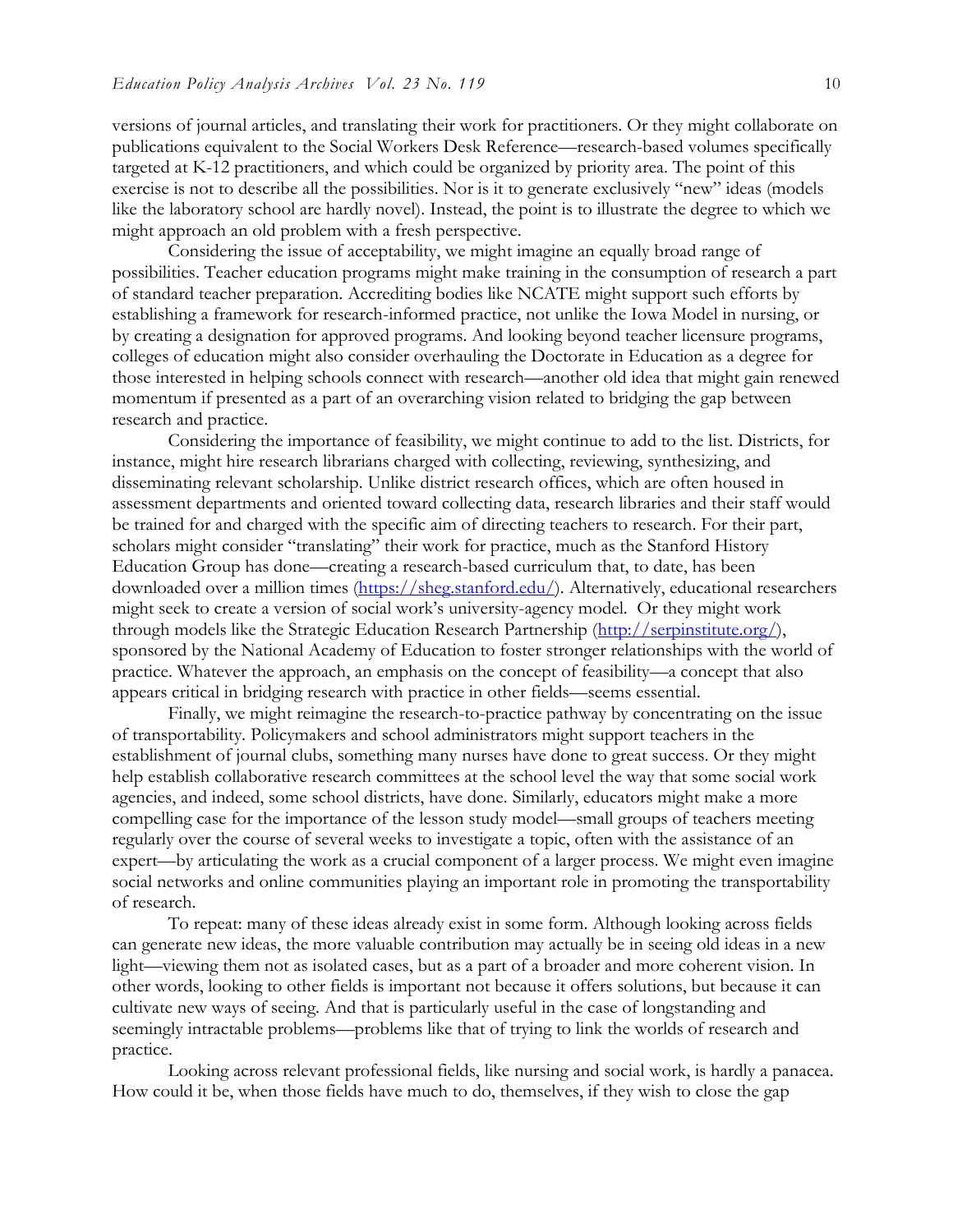versions of journal articles, and translating their work for practitioners. Or they might collaborate on publications equivalent to the Social Workers Desk Reference—research-based volumes specifically targeted at K-12 practitioners, and which could be organized by priority area. The point of this exercise is not to describe all the possibilities. Nor is it to generate exclusively "new" ideas (models like the laboratory school are hardly novel). Instead, the point is to illustrate the degree to which we might approach an old problem with a fresh perspective.

Considering the issue of acceptability, we might imagine an equally broad range of possibilities. Teacher education programs might make training in the consumption of research a part of standard teacher preparation. Accrediting bodies like NCATE might support such efforts by establishing a framework for research-informed practice, not unlike the Iowa Model in nursing, or by creating a designation for approved programs. And looking beyond teacher licensure programs, colleges of education might also consider overhauling the Doctorate in Education as a degree for those interested in helping schools connect with research—another old idea that might gain renewed momentum if presented as a part of an overarching vision related to bridging the gap between research and practice.

Considering the importance of feasibility, we might continue to add to the list. Districts, for instance, might hire research librarians charged with collecting, reviewing, synthesizing, and disseminating relevant scholarship. Unlike district research offices, which are often housed in assessment departments and oriented toward collecting data, research libraries and their staff would be trained for and charged with the specific aim of directing teachers to research. For their part, scholars might consider "translating" their work for practice, much as the Stanford History Education Group has done—creating a research-based curriculum that, to date, has been downloaded over a million times (https://sheg.stanford.edu/). Alternatively, educational researchers might seek to create a version of social work's university-agency model. Or they might work through models like the Strategic Education Research Partnership (http://serpinstitute.org/), sponsored by the National Academy of Education to foster stronger relationships with the world of practice. Whatever the approach, an emphasis on the concept of feasibility—a concept that also appears critical in bridging research with practice in other fields—seems essential.

Finally, we might reimagine the research-to-practice pathway by concentrating on the issue of transportability. Policymakers and school administrators might support teachers in the establishment of journal clubs, something many nurses have done to great success. Or they might help establish collaborative research committees at the school level the way that some social work agencies, and indeed, some school districts, have done. Similarly, educators might make a more compelling case for the importance of the lesson study model—small groups of teachers meeting regularly over the course of several weeks to investigate a topic, often with the assistance of an expert—by articulating the work as a crucial component of a larger process. We might even imagine social networks and online communities playing an important role in promoting the transportability of research.

To repeat: many of these ideas already exist in some form. Although looking across fields can generate new ideas, the more valuable contribution may actually be in seeing old ideas in a new light—viewing them not as isolated cases, but as a part of a broader and more coherent vision. In other words, looking to other fields is important not because it offers solutions, but because it can cultivate new ways of seeing. And that is particularly useful in the case of longstanding and seemingly intractable problems—problems like that of trying to link the worlds of research and practice.

Looking across relevant professional fields, like nursing and social work, is hardly a panacea. How could it be, when those fields have much to do, themselves, if they wish to close the gap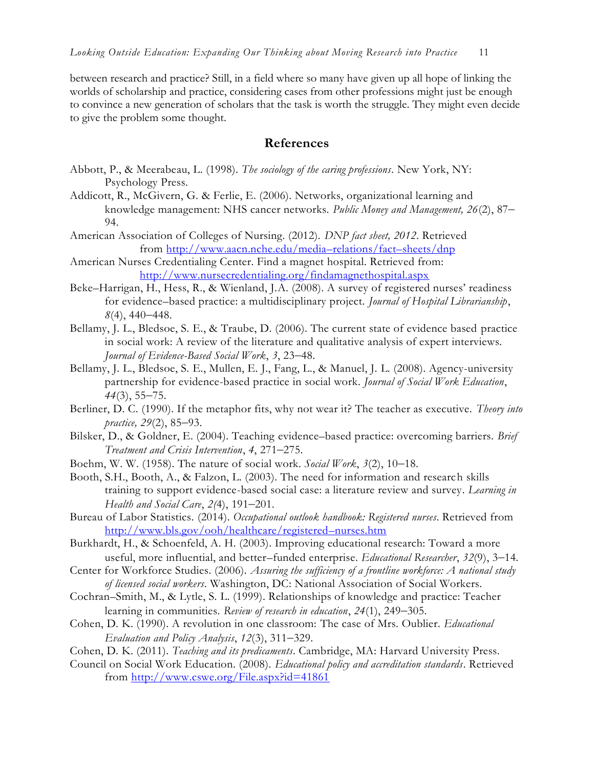between research and practice? Still, in a field where so many have given up all hope of linking the worlds of scholarship and practice, considering cases from other professions might just be enough to convince a new generation of scholars that the task is worth the struggle. They might even decide to give the problem some thought.

## References

Abbott, P., & Meerabeau, L. (1998). *The sociology of the caring professions*. New York, NY: Psychology Press.

Addicott, R., McGivern, G. & Ferlie, E. (2006). Networks, organizational learning and knowledge management: NHS cancer networks. *Public Money and Management, 26*(2), 87–94.

American Association of Colleges of Nursing. (2012). *DNP fact sheet, 2012*. Retrieved from http://www.aacn.nche.edu/media–relations/fact–sheets/dnp

American Nurses Credentialing Center. Find a magnet hospital. Retrieved from: http://www.nursecredentialing.org/findamagnethospital.aspx

Beke–Harrigan, H., Hess, R., & Wienland, J.A. (2008). A survey of registered nurses' readiness for evidence–based practice: a multidisciplinary project. *Journal of Hospital Librarianship*, *8*(4), 440–448.

Bellamy, J. L., Bledsoe, S. E., & Traube, D. (2006). The current state of evidence based practice in social work: A review of the literature and qualitative analysis of expert interviews. *Journal of Evidence-Based Social Work*, *3*, 23–48.

Bellamy, J. L., Bledsoe, S. E., Mullen, E. J., Fang, L., & Manuel, J. L. (2008). Agency-university partnership for evidence-based practice in social work. *Journal of Social Work Education*, *44*(3), 55–75.

Berliner, D. C. (1990). If the metaphor fits, why not wear it? The teacher as executive. *Theory into practice, 29*(2), 85–93.

Bilsker, D., & Goldner, E. (2004). Teaching evidence–based practice: overcoming barriers. *Brief Treatment and Crisis Intervention*, *4*, 271–275.

Boehm, W. W. (1958). The nature of social work. *Social Work*, *3*(2), 10–18.

Booth, S.H., Booth, A., & Falzon, L. (2003). The need for information and research skills training to support evidence-based social case: a literature review and survey. *Learning in Health and Social Care*, *2(*4), 191–201.

Bureau of Labor Statistics. (2014). *Occupational outlook handbook: Registered nurses*. Retrieved from http://www.bls.gov/ooh/healthcare/registered–nurses.htm

Burkhardt, H., & Schoenfeld, A. H. (2003). Improving educational research: Toward a more useful, more influential, and better–funded enterprise. *Educational Researcher*, *32*(9), 3–14.

Center for Workforce Studies. (2006). *Assuring the sufficiency of a frontline workforce: A national study of licensed social workers*. Washington, DC: National Association of Social Workers.

Cochran–Smith, M., & Lytle, S. L. (1999). Relationships of knowledge and practice: Teacher learning in communities. *Review of research in education*, *24*(1), 249–305.

Cohen, D. K. (1990). A revolution in one classroom: The case of Mrs. Oublier. *Educational Evaluation and Policy Analysis*, *12*(3), 311–329.

Cohen, D. K. (2011). *Teaching and its predicaments*. Cambridge, MA: Harvard University Press.

Council on Social Work Education. (2008). *Educational policy and accreditation standards*. Retrieved from http://www.cswe.org/File.aspx?id=41861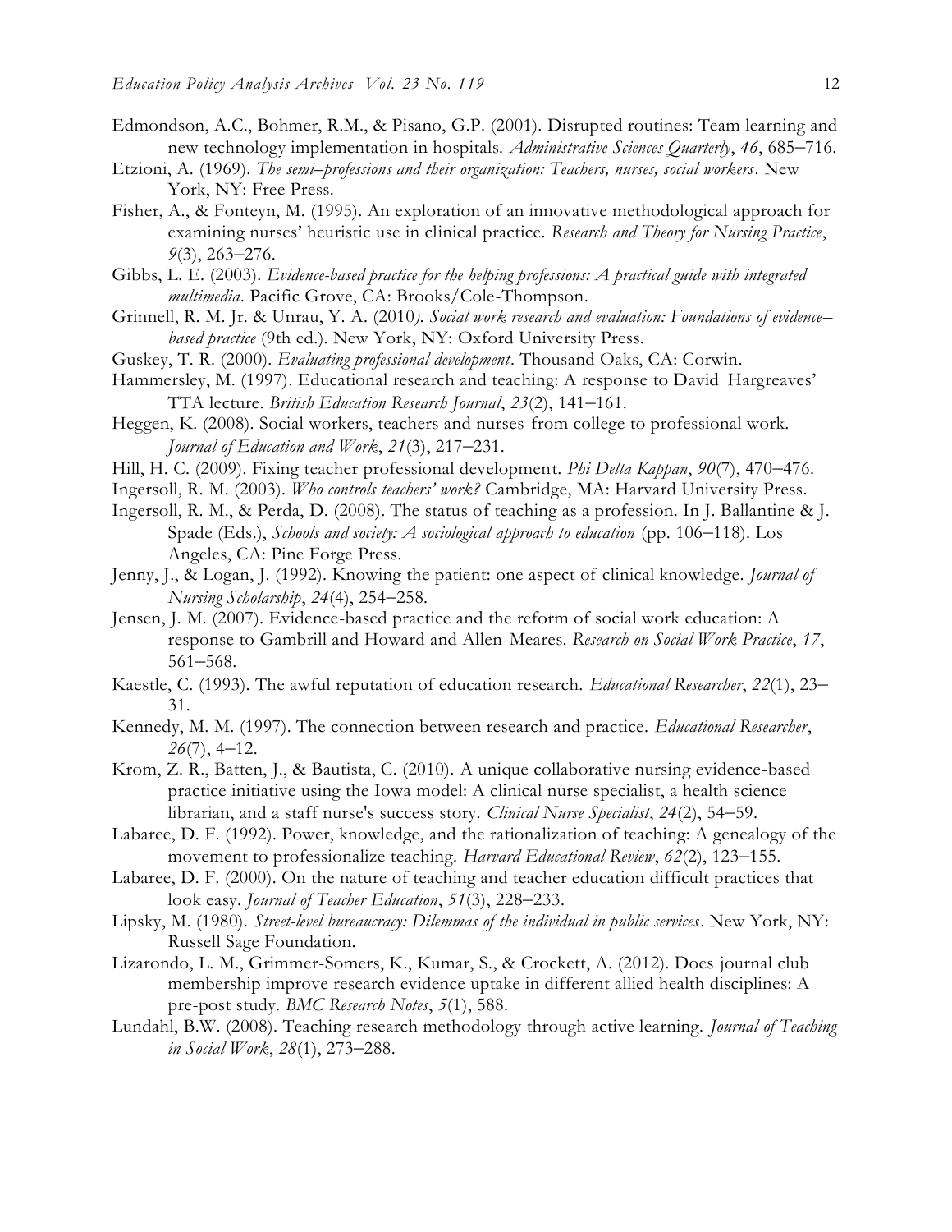Edmondson, A.C., Bohmer, R.M., & Pisano, G.P. (2001). Disrupted routines: Team learning and new technology implementation in hospitals. *Administrative Sciences Quarterly*, *46*, 685–716.

Etzioni, A. (1969). *The semi–professions and their organization: Teachers, nurses, social workers*. New York, NY: Free Press.

Fisher, A., & Fonteyn, M. (1995). An exploration of an innovative methodological approach for examining nurses' heuristic use in clinical practice. *Research and Theory for Nursing Practice*, *9*(3), 263–276.

Gibbs, L. E. (2003). *Evidence-based practice for the helping professions: A practical guide with integrated multimedia*. Pacific Grove, CA: Brooks/Cole-Thompson.

Grinnell, R. M. Jr. & Unrau, Y. A. (2010*). Social work research and evaluation: Foundations of evidence–based practice* (9th ed.). New York, NY: Oxford University Press.

Guskey, T. R. (2000). *Evaluating professional development*. Thousand Oaks, CA: Corwin.

Hammersley, M. (1997). Educational research and teaching: A response to David Hargreaves' TTA lecture. *British Education Research Journal*, *23*(2), 141–161.

Heggen, K. (2008). Social workers, teachers and nurses-from college to professional work. *Journal of Education and Work*, *21*(3), 217–231.

Hill, H. C. (2009). Fixing teacher professional development. *Phi Delta Kappan*, *90*(7), 470–476.

Ingersoll, R. M. (2003). *Who controls teachers' work?* Cambridge, MA: Harvard University Press.

Ingersoll, R. M., & Perda, D. (2008). The status of teaching as a profession. In J. Ballantine & J. Spade (Eds.), *Schools and society: A sociological approach to education* (pp. 106–118). Los Angeles, CA: Pine Forge Press.

Jenny, J., & Logan, J. (1992). Knowing the patient: one aspect of clinical knowledge. *Journal of Nursing Scholarship*, *24*(4), 254–258.

Jensen, J. M. (2007). Evidence-based practice and the reform of social work education: A response to Gambrill and Howard and Allen-Meares. *Research on Social Work Practice*, *17*, 561–568.

Kaestle, C. (1993). The awful reputation of education research. *Educational Researcher*, *22*(1), 23–31.

Kennedy, M. M. (1997). The connection between research and practice. *Educational Researcher*, *26*(7), 4–12.

Krom, Z. R., Batten, J., & Bautista, C. (2010). A unique collaborative nursing evidence-based practice initiative using the Iowa model: A clinical nurse specialist, a health science librarian, and a staff nurse's success story. *Clinical Nurse Specialist*, *24*(2), 54–59.

Labaree, D. F. (1992). Power, knowledge, and the rationalization of teaching: A genealogy of the movement to professionalize teaching. *Harvard Educational Review*, *62*(2), 123–155.

Labaree, D. F. (2000). On the nature of teaching and teacher education difficult practices that look easy. *Journal of Teacher Education*, *51*(3), 228–233.

Lipsky, M. (1980). *Street-level bureaucracy: Dilemmas of the individual in public services*. New York, NY: Russell Sage Foundation.

Lizarondo, L. M., Grimmer-Somers, K., Kumar, S., & Crockett, A. (2012). Does journal club membership improve research evidence uptake in different allied health disciplines: A pre-post study. *BMC Research Notes*, *5*(1), 588.

Lundahl, B.W. (2008). Teaching research methodology through active learning. *Journal of Teaching in Social Work*, *28*(1), 273–288.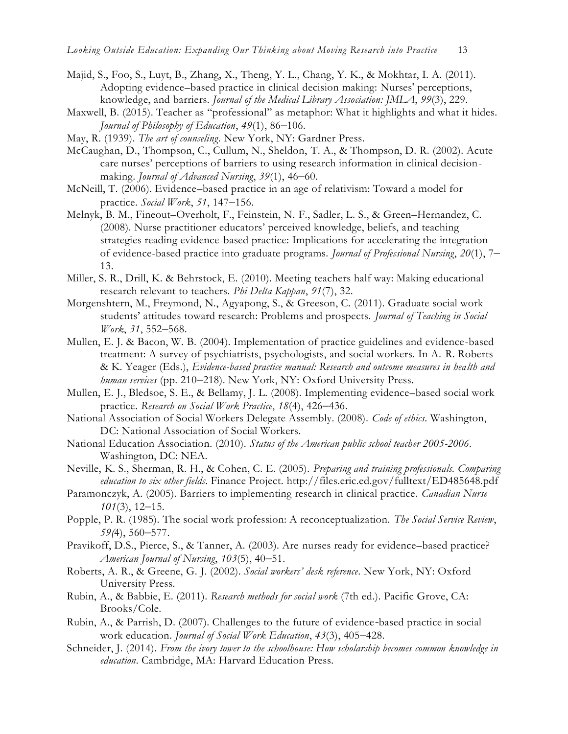Majid, S., Foo, S., Luyt, B., Zhang, X., Theng, Y. L., Chang, Y. K., & Mokhtar, I. A. (2011). Adopting evidence–based practice in clinical decision making: Nurses' perceptions, knowledge, and barriers. *Journal of the Medical Library Association: JMLA*, *99*(3), 229.

Maxwell, B. (2015). Teacher as "professional" as metaphor: What it highlights and what it hides. *Journal of Philosophy of Education*, *49*(1), 86–106.

May, R. (1939). *The art of counseling*. New York, NY: Gardner Press.

McCaughan, D., Thompson, C., Cullum, N., Sheldon, T. A., & Thompson, D. R. (2002). Acute care nurses' perceptions of barriers to using research information in clinical decision-making. *Journal of Advanced Nursing*, *39*(1), 46–60.

McNeill, T. (2006). Evidence–based practice in an age of relativism: Toward a model for practice. *Social Work*, *51*, 147–156.

Melnyk, B. M., Fineout–Overholt, F., Feinstein, N. F., Sadler, L. S., & Green–Hernandez, C. (2008). Nurse practitioner educators' perceived knowledge, beliefs, and teaching strategies reading evidence-based practice: Implications for accelerating the integration of evidence-based practice into graduate programs. *Journal of Professional Nursing*, *20*(1), 7–13.

Miller, S. R., Drill, K. & Behrstock, E. (2010). Meeting teachers half way: Making educational research relevant to teachers. *Phi Delta Kappan*, *91*(7), 32.

Morgenshtern, M., Freymond, N., Agyapong, S., & Greeson, C. (2011). Graduate social work students' attitudes toward research: Problems and prospects. *Journal of Teaching in Social Work*, *31*, 552–568.

Mullen, E. J. & Bacon, W. B. (2004). Implementation of practice guidelines and evidence-based treatment: A survey of psychiatrists, psychologists, and social workers. In A. R. Roberts & K. Yeager (Eds.), *Evidence-based practice manual: Research and outcome measures in health and human services* (pp. 210–218). New York, NY: Oxford University Press.

Mullen, E. J., Bledsoe, S. E., & Bellamy, J. L. (2008). Implementing evidence–based social work practice. *Research on Social Work Practice*, *18*(4), 426–436.

National Association of Social Workers Delegate Assembly. (2008). *Code of ethics*. Washington, DC: National Association of Social Workers.

National Education Association. (2010). *Status of the American public school teacher 2005-2006*. Washington, DC: NEA.

Neville, K. S., Sherman, R. H., & Cohen, C. E. (2005). *Preparing and training professionals. Comparing education to six other fields*. Finance Project. http://files.eric.ed.gov/fulltext/ED485648.pdf

Paramonczyk, A. (2005). Barriers to implementing research in clinical practice. *Canadian Nurse* *101*(3), 12–15.

Popple, P. R. (1985). The social work profession: A reconceptualization. *The Social Service Review*, *59(*4), 560–577.

Pravikoff, D.S., Pierce, S., & Tanner, A. (2003). Are nurses ready for evidence–based practice? *American Journal of Nursing*, *103*(5), 40–51.

Roberts, A. R., & Greene, G. J. (2002). *Social workers' desk reference*. New York, NY: Oxford University Press.

Rubin, A., & Babbie, E. (2011). *Research methods for social work* (7th ed.). Pacific Grove, CA: Brooks/Cole.

Rubin, A., & Parrish, D. (2007). Challenges to the future of evidence-based practice in social work education. *Journal of Social Work Education*, *43*(3), 405–428.

Schneider, J. (2014). *From the ivory tower to the schoolhouse: How scholarship becomes common knowledge in education*. Cambridge, MA: Harvard Education Press.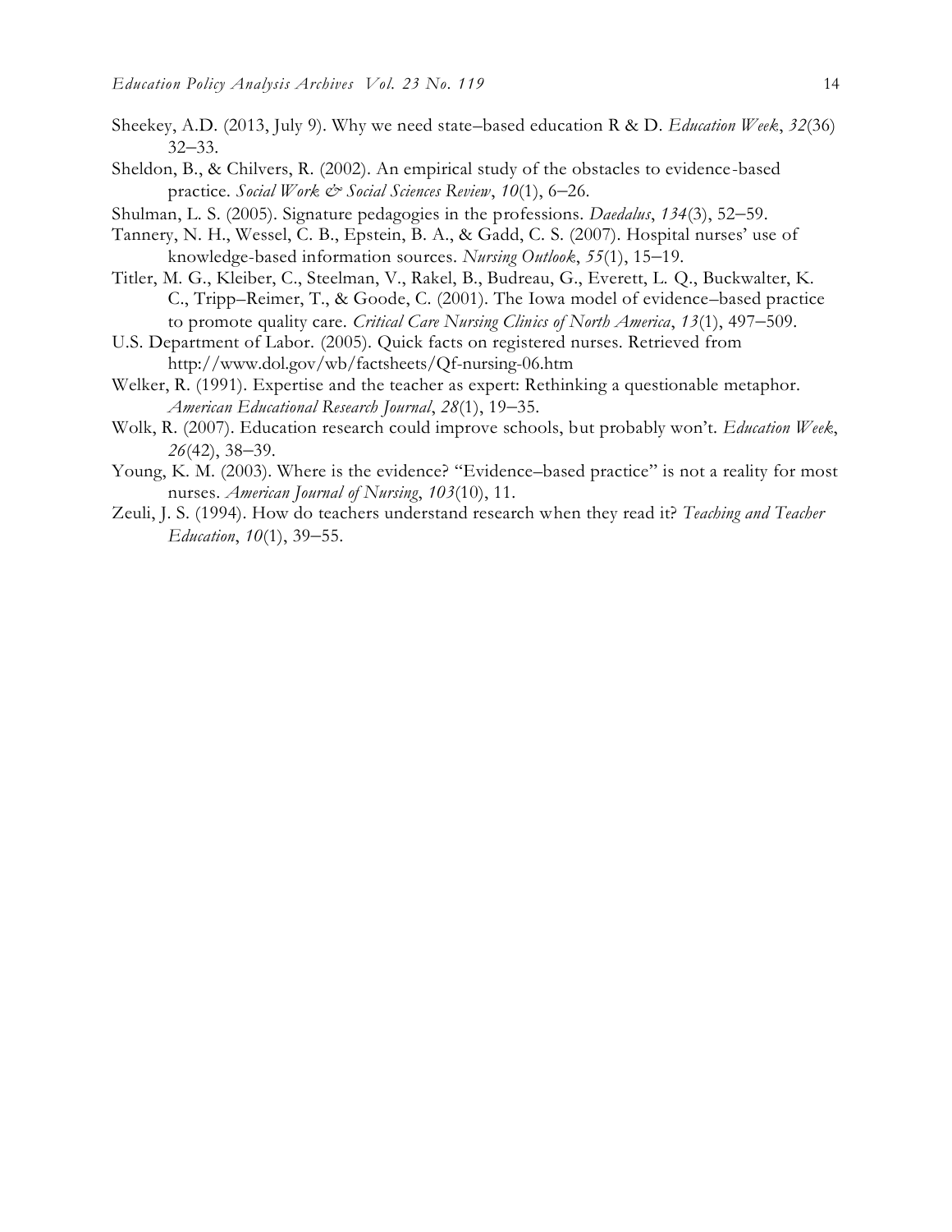Sheekey, A.D. (2013, July 9). Why we need state–based education R & D. *Education Week*, *32*(36) 32–33.

Sheldon, B., & Chilvers, R. (2002). An empirical study of the obstacles to evidence-based practice. *Social Work & Social Sciences Review*, *10*(1), 6–26.

Shulman, L. S. (2005). Signature pedagogies in the professions. *Daedalus*, *134*(3), 52–59.

Tannery, N. H., Wessel, C. B., Epstein, B. A., & Gadd, C. S. (2007). Hospital nurses' use of knowledge-based information sources. *Nursing Outlook*, *55*(1), 15–19.

Titler, M. G., Kleiber, C., Steelman, V., Rakel, B., Budreau, G., Everett, L. Q., Buckwalter, K. C., Tripp–Reimer, T., & Goode, C. (2001). The Iowa model of evidence–based practice to promote quality care. *Critical Care Nursing Clinics of North America*, *13*(1), 497–509.

U.S. Department of Labor. (2005). Quick facts on registered nurses. Retrieved from http://www.dol.gov/wb/factsheets/Qf-nursing-06.htm

Welker, R. (1991). Expertise and the teacher as expert: Rethinking a questionable metaphor. *American Educational Research Journal*, *28*(1), 19–35.

Wolk, R. (2007). Education research could improve schools, but probably won't. *Education Week*, *26*(42), 38–39.

Young, K. M. (2003). Where is the evidence? "Evidence–based practice" is not a reality for most nurses. *American Journal of Nursing*, *103*(10), 11.

Zeuli, J. S. (1994). How do teachers understand research when they read it? *Teaching and Teacher Education*, *10*(1), 39–55.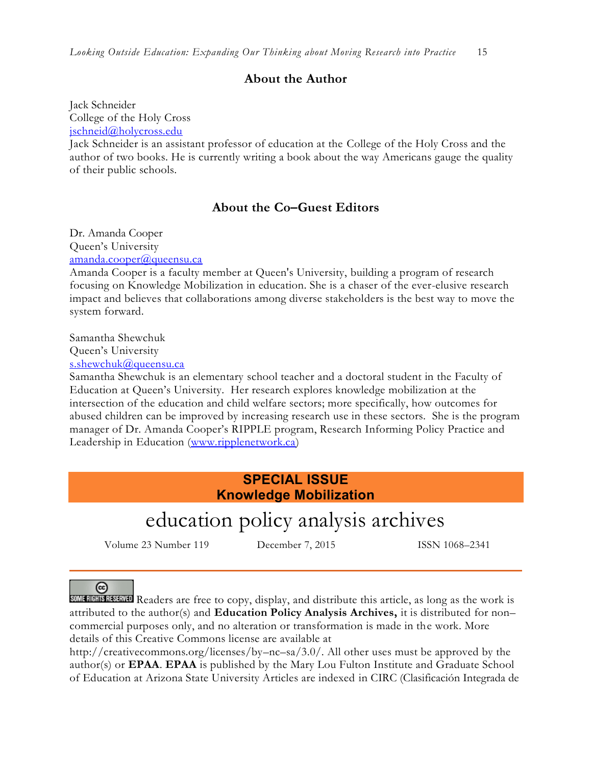## About the Author

Jack Schneider
College of the Holy Cross
jschneid@holycross.edu
Jack Schneider is an assistant professor of education at the College of the Holy Cross and the author of two books. He is currently writing a book about the way Americans gauge the quality of their public schools.

## About the Co–Guest Editors

Dr. Amanda Cooper
Queen's University
amanda.cooper@queensu.ca
Amanda Cooper is a faculty member at Queen's University, building a program of research focusing on Knowledge Mobilization in education. She is a chaser of the ever-elusive research impact and believes that collaborations among diverse stakeholders is the best way to move the system forward.

Samantha Shewchuk
Queen's University
s.shewchuk@queensu.ca
Samantha Shewchuk is an elementary school teacher and a doctoral student in the Faculty of Education at Queen's University. Her research explores knowledge mobilization at the intersection of the education and child welfare sectors; more specifically, how outcomes for abused children can be improved by increasing research use in these sectors. She is the program manager of Dr. Amanda Cooper's RIPPLE program, Research Informing Policy Practice and Leadership in Education (www.ripplenetwork.ca)

**SPECIAL ISSUE**
**Knowledge Mobilization**

# education policy analysis archives

Volume 23 Number 119 December 7, 2015 ISSN 1068–2341

---

SOME RIGHTS RESERVED Readers are free to copy, display, and distribute this article, as long as the work is attributed to the author(s) and **Education Policy Analysis Archives,** it is distributed for non–commercial purposes only, and no alteration or transformation is made in the work. More details of this Creative Commons license are available at http://creativecommons.org/licenses/by–nc–sa/3.0/. All other uses must be approved by the author(s) or **EPAA**. **EPAA** is published by the Mary Lou Fulton Institute and Graduate School of Education at Arizona State University Articles are indexed in CIRC (Clasificación Integrada de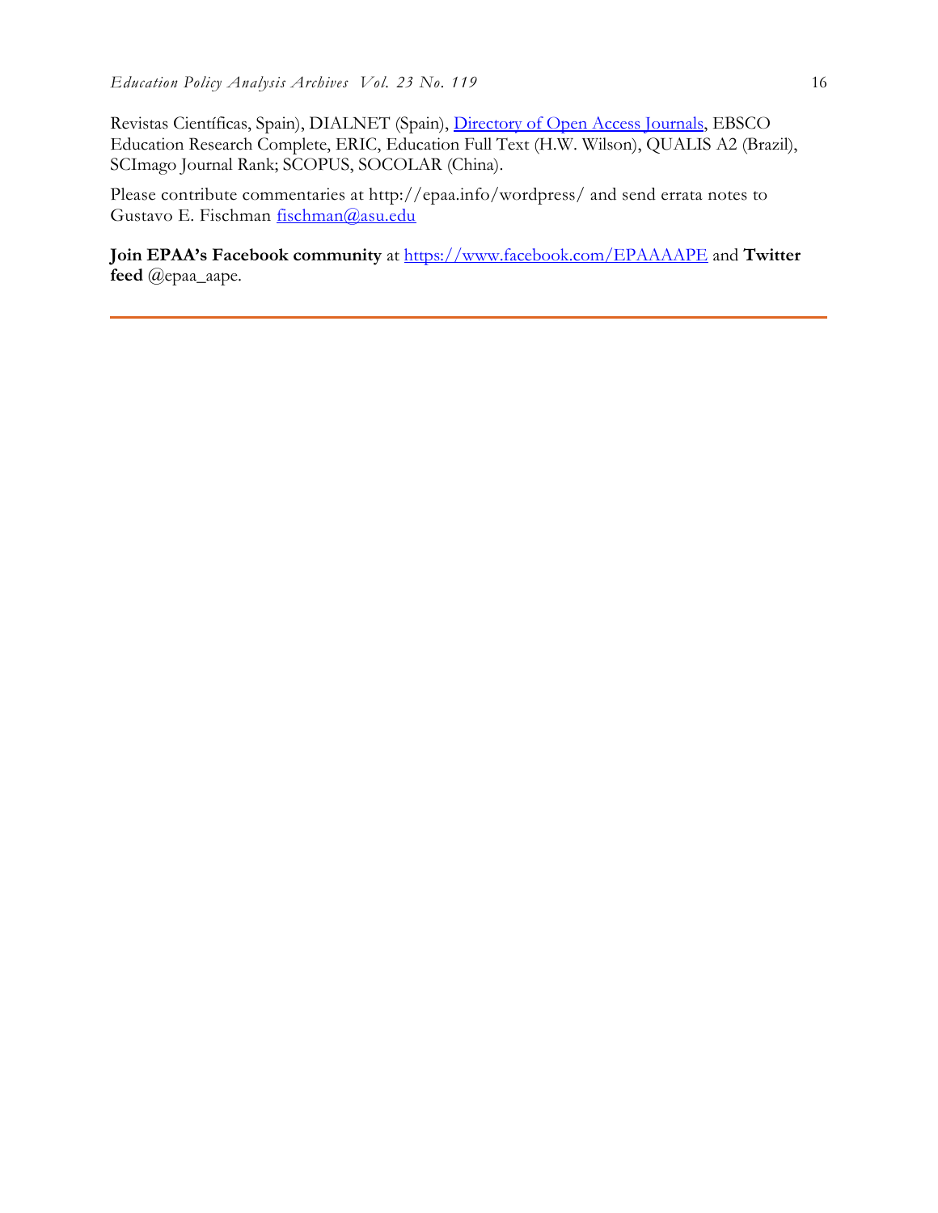Revistas Científicas, Spain), DIALNET (Spain), Directory of Open Access Journals, EBSCO Education Research Complete, ERIC, Education Full Text (H.W. Wilson), QUALIS A2 (Brazil), SCImago Journal Rank; SCOPUS, SOCOLAR (China).

Please contribute commentaries at http://epaa.info/wordpress/ and send errata notes to Gustavo E. Fischman fischman@asu.edu

**Join EPAA's Facebook community** at https://www.facebook.com/EPAAAAPE and **Twitter feed** @epaa_aape.

---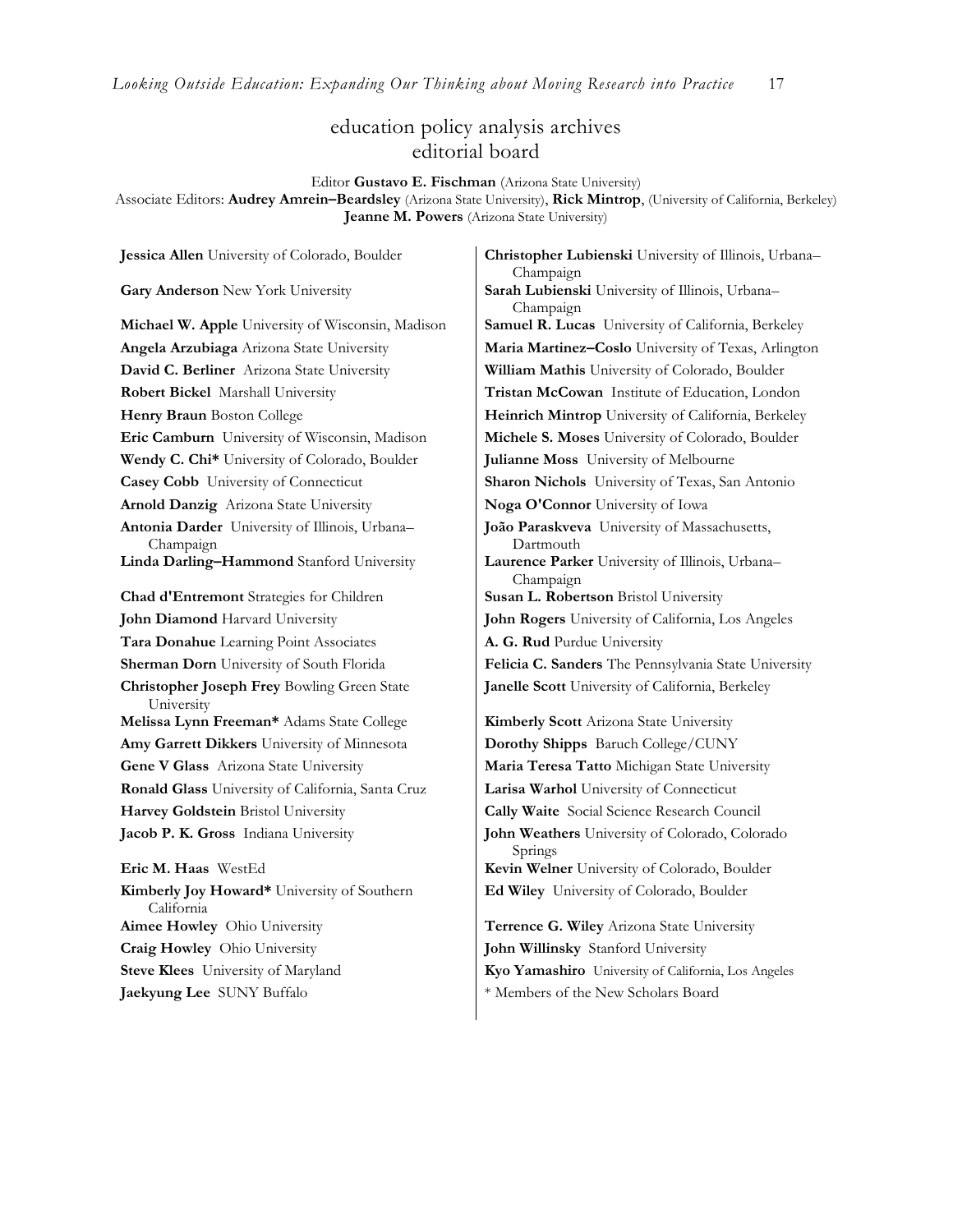# education policy analysis archives
## editorial board

Editor **Gustavo E. Fischman** (Arizona State University)
Associate Editors: **Audrey Amrein–Beardsley** (Arizona State University), **Rick Mintrop**, (University of California, Berkeley) **Jeanne M. Powers** (Arizona State University)

**Jessica Allen** University of Colorado, Boulder
**Gary Anderson** New York University
**Michael W. Apple** University of Wisconsin, Madison
**Angela Arzubiaga** Arizona State University
**David C. Berliner** Arizona State University
**Robert Bickel** Marshall University
**Henry Braun** Boston College
**Eric Camburn** University of Wisconsin, Madison
**Wendy C. Chi*** University of Colorado, Boulder
**Casey Cobb** University of Connecticut
**Arnold Danzig** Arizona State University
**Antonia Darder** University of Illinois, Urbana–Champaign
**Linda Darling–Hammond** Stanford University
**Chad d'Entremont** Strategies for Children
**John Diamond** Harvard University
**Tara Donahue** Learning Point Associates
**Sherman Dorn** University of South Florida
**Christopher Joseph Frey** Bowling Green State University
**Melissa Lynn Freeman*** Adams State College
**Amy Garrett Dikkers** University of Minnesota
**Gene V Glass** Arizona State University
**Ronald Glass** University of California, Santa Cruz
**Harvey Goldstein** Bristol University
**Jacob P. K. Gross** Indiana University
**Eric M. Haas** WestEd
**Kimberly Joy Howard*** University of Southern California
**Aimee Howley** Ohio University
**Craig Howley** Ohio University
**Steve Klees** University of Maryland
**Jaekyung Lee** SUNY Buffalo
**Christopher Lubienski** University of Illinois, Urbana–Champaign
**Sarah Lubienski** University of Illinois, Urbana–Champaign
**Samuel R. Lucas** University of California, Berkeley
**Maria Martinez–Coslo** University of Texas, Arlington
**William Mathis** University of Colorado, Boulder
**Tristan McCowan** Institute of Education, London
**Heinrich Mintrop** University of California, Berkeley
**Michele S. Moses** University of Colorado, Boulder
**Julianne Moss** University of Melbourne
**Sharon Nichols** University of Texas, San Antonio
**Noga O'Connor** University of Iowa
**João Paraskveva** University of Massachusetts, Dartmouth
**Laurence Parker** University of Illinois, Urbana–Champaign
**Susan L. Robertson** Bristol University
**John Rogers** University of California, Los Angeles
**A. G. Rud** Purdue University
**Felicia C. Sanders** The Pennsylvania State University
**Janelle Scott** University of California, Berkeley
**Kimberly Scott** Arizona State University
**Dorothy Shipps** Baruch College/CUNY
**Maria Teresa Tatto** Michigan State University
**Larisa Warhol** University of Connecticut
**Cally Waite** Social Science Research Council
**John Weathers** University of Colorado, Colorado Springs
**Kevin Welner** University of Colorado, Boulder
**Ed Wiley** University of Colorado, Boulder
**Terrence G. Wiley** Arizona State University
**John Willinsky** Stanford University
**Kyo Yamashiro** University of California, Los Angeles

* Members of the New Scholars Board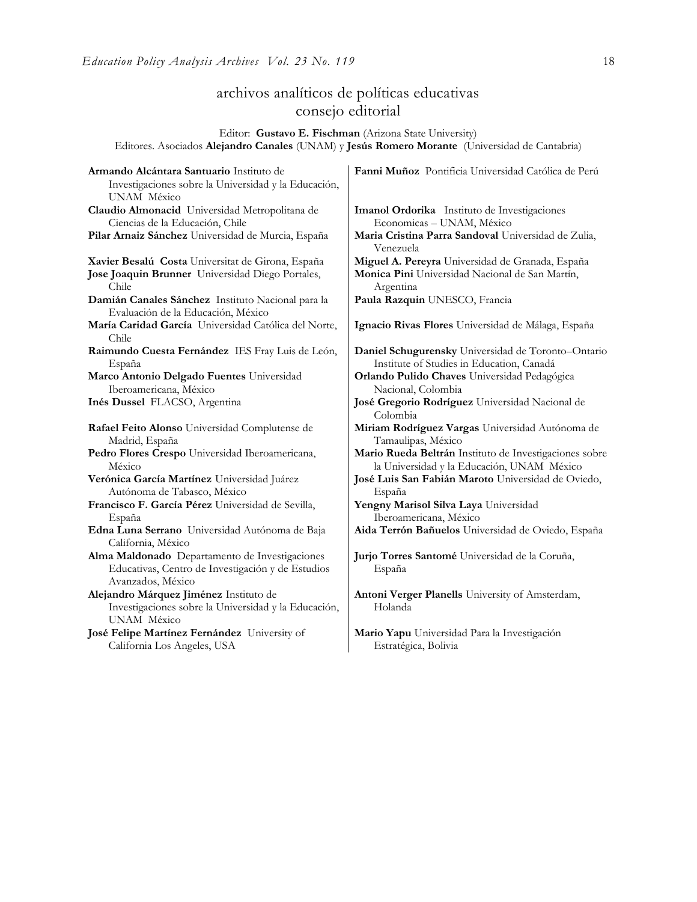## archivos analíticos de políticas educativas
## consejo editorial

Editor: **Gustavo E. Fischman** (Arizona State University)
Editores. Asociados **Alejandro Canales** (UNAM) y **Jesús Romero Morante** (Universidad de Cantabria)

**Armando Alcántara Santuario** Instituto de Investigaciones sobre la Universidad y la Educación, UNAM México

**Claudio Almonacid** Universidad Metropolitana de Ciencias de la Educación, Chile

**Pilar Arnaiz Sánchez** Universidad de Murcia, España

**Xavier Besalú Costa** Universitat de Girona, España

**Jose Joaquin Brunner** Universidad Diego Portales, Chile

**Damián Canales Sánchez** Instituto Nacional para la Evaluación de la Educación, México

**María Caridad García** Universidad Católica del Norte, Chile

**Raimundo Cuesta Fernández** IES Fray Luis de León, España

**Marco Antonio Delgado Fuentes** Universidad Iberoamericana, México

**Inés Dussel** FLACSO, Argentina

**Rafael Feito Alonso** Universidad Complutense de Madrid, España

**Pedro Flores Crespo** Universidad Iberoamericana, México

**Verónica García Martínez** Universidad Juárez Autónoma de Tabasco, México

**Francisco F. García Pérez** Universidad de Sevilla, España

**Edna Luna Serrano** Universidad Autónoma de Baja California, México

**Alma Maldonado** Departamento de Investigaciones Educativas, Centro de Investigación y de Estudios Avanzados, México

**Alejandro Márquez Jiménez** Instituto de Investigaciones sobre la Universidad y la Educación, UNAM México

**José Felipe Martínez Fernández** University of California Los Angeles, USA

**Fanni Muñoz** Pontificia Universidad Católica de Perú

**Imanol Ordorika** Instituto de Investigaciones Economicas – UNAM, México

**Maria Cristina Parra Sandoval** Universidad de Zulia, Venezuela

**Miguel A. Pereyra** Universidad de Granada, España

**Monica Pini** Universidad Nacional de San Martín, Argentina

**Paula Razquin** UNESCO, Francia

**Ignacio Rivas Flores** Universidad de Málaga, España

**Daniel Schugurensky** Universidad de Toronto–Ontario Institute of Studies in Education, Canadá

**Orlando Pulido Chaves** Universidad Pedagógica Nacional, Colombia

**José Gregorio Rodríguez** Universidad Nacional de Colombia

**Miriam Rodríguez Vargas** Universidad Autónoma de Tamaulipas, México

**Mario Rueda Beltrán** Instituto de Investigaciones sobre la Universidad y la Educación, UNAM México

**José Luis San Fabián Maroto** Universidad de Oviedo, España

**Yengny Marisol Silva Laya** Universidad Iberoamericana, México

**Aida Terrón Bañuelos** Universidad de Oviedo, España

**Jurjo Torres Santomé** Universidad de la Coruña, España

**Antoni Verger Planells** University of Amsterdam, Holanda

**Mario Yapu** Universidad Para la Investigación Estratégica, Bolivia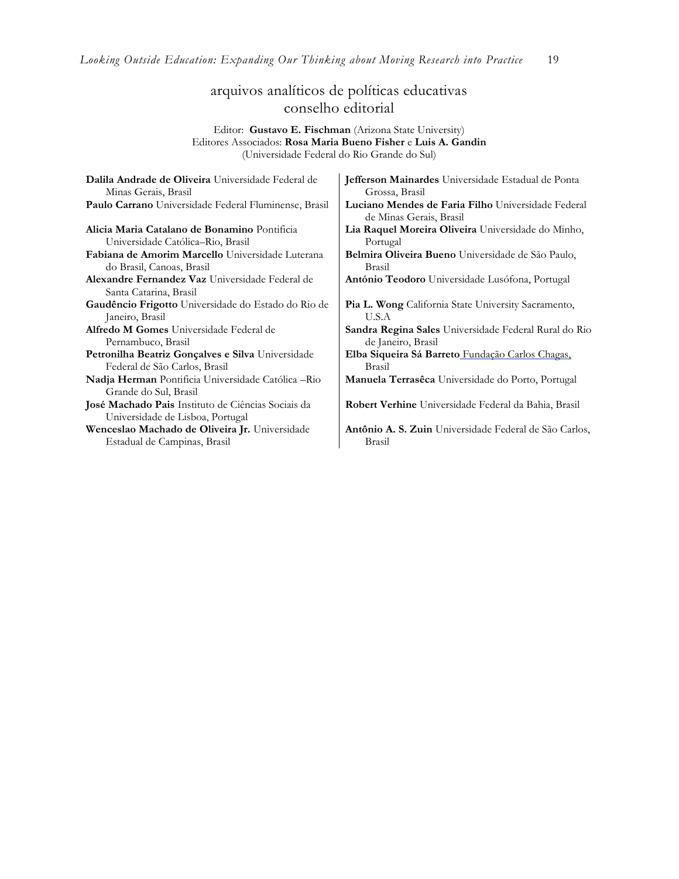# arquivos analíticos de políticas educativas conselho editorial

Editor: **Gustavo E. Fischman** (Arizona State University)
Editores Associados: **Rosa Maria Bueno Fisher** e **Luis A. Gandin** (Universidade Federal do Rio Grande do Sul)

**Dalila Andrade de Oliveira** Universidade Federal de Minas Gerais, Brasil

**Paulo Carrano** Universidade Federal Fluminense, Brasil

**Alicia Maria Catalano de Bonamino** Pontificia Universidade Católica–Rio, Brasil

**Fabiana de Amorim Marcello** Universidade Luterana do Brasil, Canoas, Brasil

**Alexandre Fernandez Vaz** Universidade Federal de Santa Catarina, Brasil

**Gaudêncio Frigotto** Universidade do Estado do Rio de Janeiro, Brasil

**Alfredo M Gomes** Universidade Federal de Pernambuco, Brasil

**Petronilha Beatriz Gonçalves e Silva** Universidade Federal de São Carlos, Brasil

**Nadja Herman** Pontificia Universidade Católica –Rio Grande do Sul, Brasil

**José Machado Pais** Instituto de Ciências Sociais da Universidade de Lisboa, Portugal

**Wenceslao Machado de Oliveira Jr.** Universidade Estadual de Campinas, Brasil

**Jefferson Mainardes** Universidade Estadual de Ponta Grossa, Brasil

**Luciano Mendes de Faria Filho** Universidade Federal de Minas Gerais, Brasil

**Lia Raquel Moreira Oliveira** Universidade do Minho, Portugal

**Belmira Oliveira Bueno** Universidade de São Paulo, Brasil

**António Teodoro** Universidade Lusófona, Portugal

**Pia L. Wong** California State University Sacramento, U.S.A

**Sandra Regina Sales** Universidade Federal Rural do Rio de Janeiro, Brasil

**Elba Siqueira Sá Barreto** Fundação Carlos Chagas, Brasil

**Manuela Terrasêca** Universidade do Porto, Portugal

**Robert Verhine** Universidade Federal da Bahia, Brasil

**Antônio A. S. Zuin** Universidade Federal de São Carlos, Brasil